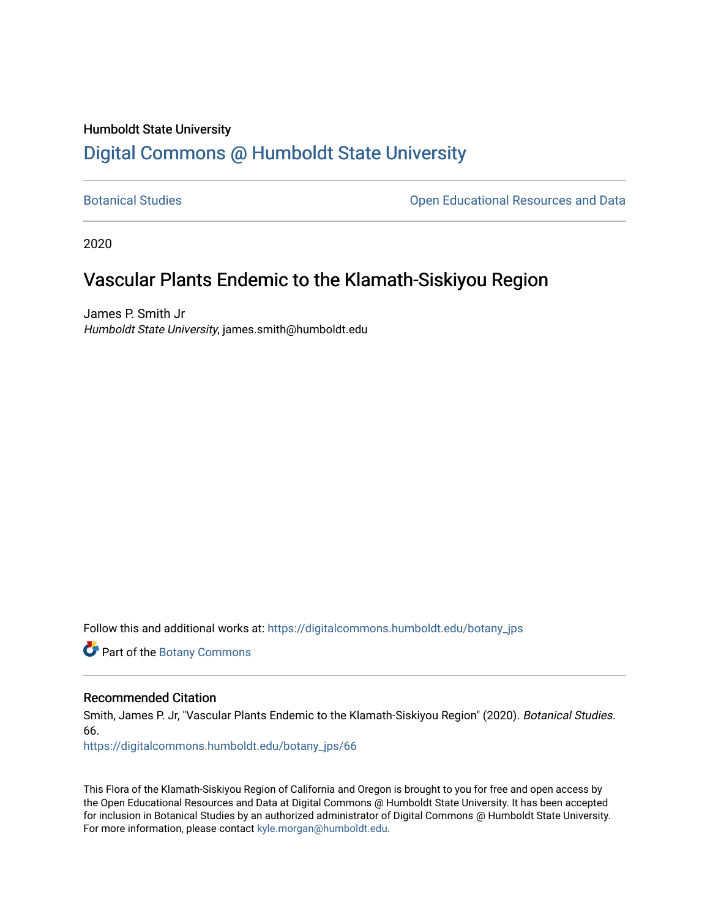Humboldt State University

# Digital Commons @ Humboldt State University

Botanical Studies | Open Educational Resources and Data

2020

## Vascular Plants Endemic to the Klamath-Siskiyou Region

James P. Smith Jr
*Humboldt State University*, james.smith@humboldt.edu

Follow this and additional works at: https://digitalcommons.humboldt.edu/botany_jps

Part of the Botany Commons

### Recommended Citation

Smith, James P. Jr, "Vascular Plants Endemic to the Klamath-Siskiyou Region" (2020). *Botanical Studies*. 66.
https://digitalcommons.humboldt.edu/botany_jps/66

This Flora of the Klamath-Siskiyou Region of California and Oregon is brought to you for free and open access by the Open Educational Resources and Data at Digital Commons @ Humboldt State University. It has been accepted for inclusion in Botanical Studies by an authorized administrator of Digital Commons @ Humboldt State University. For more information, please contact kyle.morgan@humboldt.edu.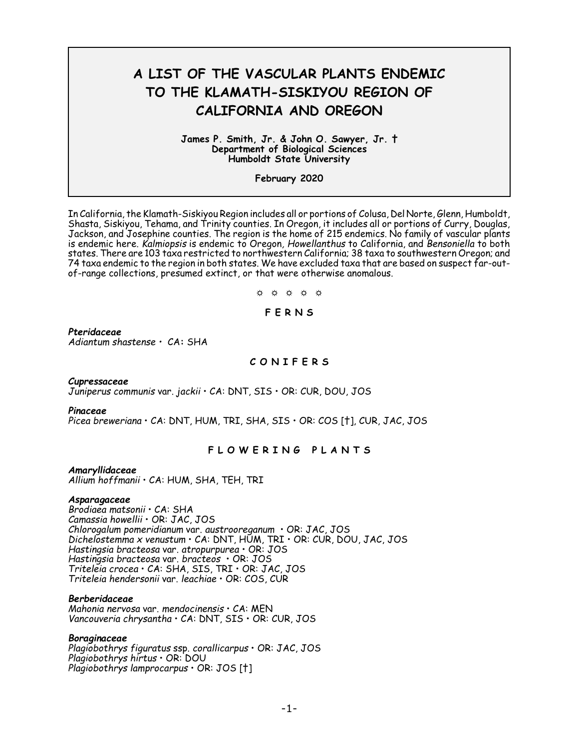# A LIST OF THE VASCULAR PLANTS ENDEMIC TO THE KLAMATH-SISKIYOU REGION OF CALIFORNIA AND OREGON

**James P. Smith, Jr. & John O. Sawyer, Jr. †**
**Department of Biological Sciences**
**Humboldt State University**

**February 2020**

In California, the Klamath-Siskiyou Region includes all or portions of Colusa, Del Norte, Glenn, Humboldt, Shasta, Siskiyou, Tehama, and Trinity counties. In Oregon, it includes all or portions of Curry, Douglas, Jackson, and Josephine counties. The region is the home of 215 endemics. No family of vascular plants is endemic here. *Kalmiopsis* is endemic to Oregon, *Howellanthus* to California, and *Bensoniella* to both states. There are 103 taxa restricted to northwestern California; 38 taxa to southwestern Oregon; and 74 taxa endemic to the region in both states. We have excluded taxa that are based on suspect far-out-of-range collections, presumed extinct, or that were otherwise anomalous.

☼ ☼ ☼ ☼ ☼

## F E R N S

***Pteridaceae***
*Adiantum shastense* • CA: SHA

## C O N I F E R S

***Cupressaceae***
*Juniperus communis* var. *jackii* • CA: DNT, SIS • OR: CUR, DOU, JOS

***Pinaceae***
*Picea breweriana* • CA: DNT, HUM, TRI, SHA, SIS • OR: COS [†], CUR, JAC, JOS

## F L O W E R I N G   P L A N T S

***Amaryllidaceae***
*Allium hoffmanii* • CA: HUM, SHA, TEH, TRI

***Asparagaceae***
*Brodiaea matsonii* • CA: SHA
*Camassia howellii* • OR: JAC, JOS
*Chlorogalum pomeridianum* var. *austrooreganum* • OR: JAC, JOS
*Dichelostemma x venustum* • CA: DNT, HUM, TRI • OR: CUR, DOU, JAC, JOS
*Hastingsia bracteosa* var. *atropurpurea* • OR: JOS
*Hastingsia bracteosa* var. *bracteos* • OR: JOS
*Triteleia crocea* • CA: SHA, SIS, TRI • OR: JAC, JOS
*Triteleia hendersonii* var. *leachiae* • OR: COS, CUR

***Berberidaceae***
*Mahonia nervosa* var. *mendocinensis* • CA: MEN
*Vancouveria chrysantha* • CA: DNT, SIS • OR: CUR, JOS

***Boraginaceae***
*Plagiobothrys figuratus* ssp. *corallicarpus* • OR: JAC, JOS
*Plagiobothrys hirtus* • OR: DOU
*Plagiobothrys lamprocarpus* • OR: JOS [†]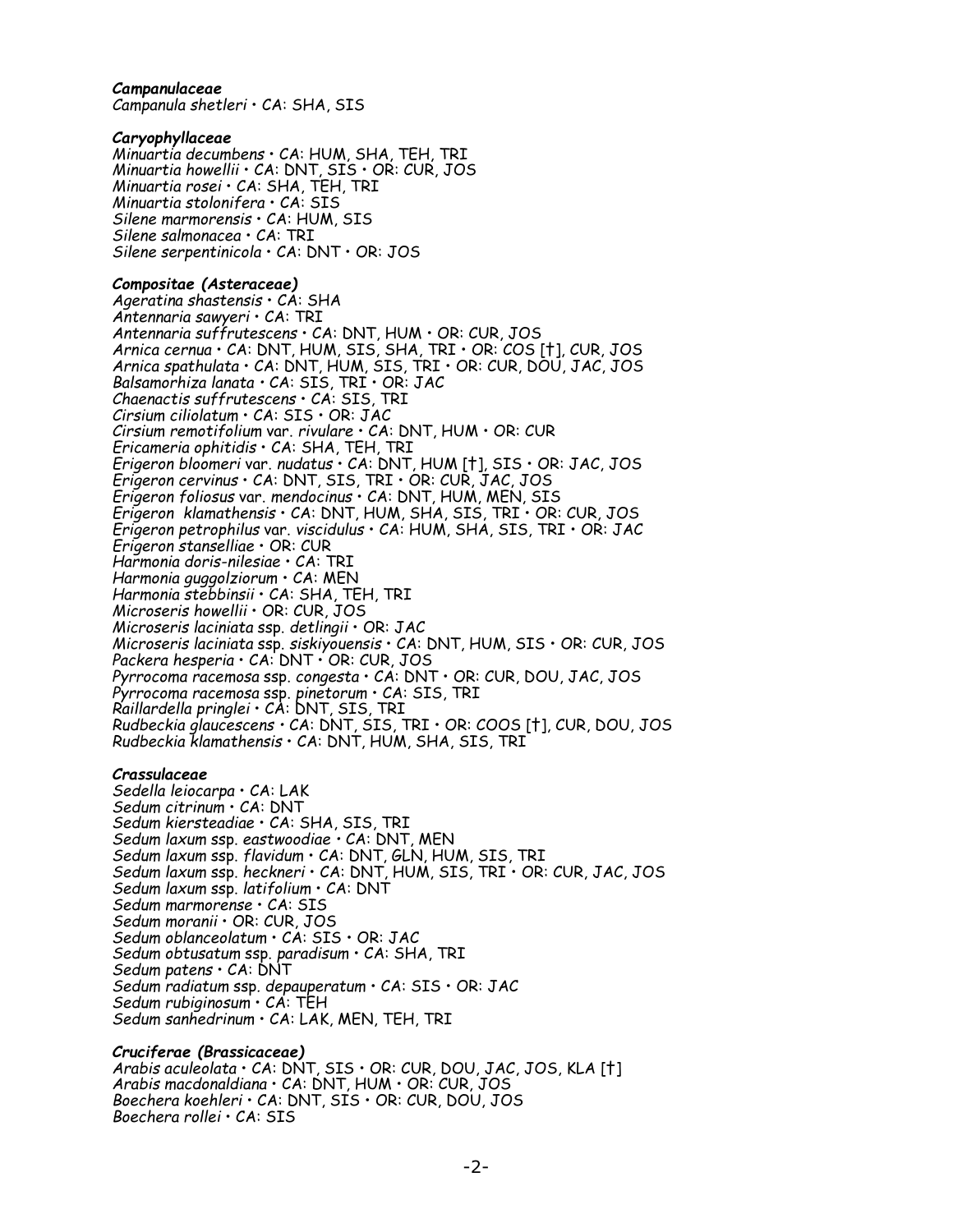***Campanulaceae***
*Campanula shetleri* • *CA*: SHA, SIS

***Caryophyllaceae***
*Minuartia decumbens* • *CA*: HUM, SHA, TEH, TRI
*Minuartia howellii* • *CA*: DNT, SIS • OR: CUR, JOS
*Minuartia rosei* • *CA*: SHA, TEH, TRI
*Minuartia stolonifera* • *CA*: SIS
*Silene marmorensis* • *CA*: HUM, SIS
*Silene salmonacea* • *CA*: TRI
*Silene serpentinicola* • *CA*: DNT • OR: JOS

***Compositae (Asteraceae)***
*Ageratina shastensis* • *CA*: SHA
*Antennaria sawyeri* • *CA*: TRI
*Antennaria suffrutescens* • *CA*: DNT, HUM • OR: CUR, JOS
*Arnica cernua* • *CA*: DNT, HUM, SIS, SHA, TRI • OR: COS [†], CUR, JOS
*Arnica spathulata* • *CA*: DNT, HUM, SIS, TRI • OR: CUR, DOU, JAC, JOS
*Balsamorhiza lanata* • *CA*: SIS, TRI • OR: JAC
*Chaenactis suffrutescens* • *CA*: SIS, TRI
*Cirsium ciliolatum* • *CA*: SIS • OR: JAC
*Cirsium remotifolium* var. *rivulare* • *CA*: DNT, HUM • OR: CUR
*Ericameria ophitidis* • *CA*: SHA, TEH, TRI
*Erigeron bloomeri* var. *nudatus* • *CA*: DNT, HUM [†], SIS • OR: JAC, JOS
*Erigeron cervinus* • *CA*: DNT, SIS, TRI • OR: CUR, JAC, JOS
*Erigeron foliosus* var. *mendocinus* • *CA*: DNT, HUM, MEN, SIS
*Erigeron klamathensis* • *CA*: DNT, HUM, SHA, SIS, TRI • OR: CUR, JOS
*Erigeron petrophilus* var. *viscidulus* • *CA*: HUM, SHA, SIS, TRI • OR: JAC
*Erigeron stanselliae* • OR: CUR
*Harmonia doris-nilesiae* • *CA*: TRI
*Harmonia guggolziorum* • *CA*: MEN
*Harmonia stebbinsii* • *CA*: SHA, TEH, TRI
*Microseris howellii* • OR: CUR, JOS
*Microseris laciniata* ssp. *detlingii* • OR: JAC
*Microseris laciniata* ssp. *siskiyouensis* • *CA*: DNT, HUM, SIS • OR: CUR, JOS
*Packera hesperia* • *CA*: DNT • OR: CUR, JOS
*Pyrrocoma racemosa* ssp. *congesta* • *CA*: DNT • OR: CUR, DOU, JAC, JOS
*Pyrrocoma racemosa* ssp. *pinetorum* • *CA*: SIS, TRI
*Raillardella pringlei* • *CA*: DNT, SIS, TRI
*Rudbeckia glaucescens* • *CA*: DNT, SIS, TRI • OR: COOS [†], CUR, DOU, JOS
*Rudbeckia klamathensis* • *CA*: DNT, HUM, SHA, SIS, TRI

***Crassulaceae***
*Sedella leiocarpa* • *CA*: LAK
*Sedum citrinum* • *CA*: DNT
*Sedum kiersteadiae* • *CA*: SHA, SIS, TRI
*Sedum laxum* ssp. *eastwoodiae* • *CA*: DNT, MEN
*Sedum laxum* ssp. *flavidum* • *CA*: DNT, GLN, HUM, SIS, TRI
*Sedum laxum* ssp. *heckneri* • *CA*: DNT, HUM, SIS, TRI • OR: CUR, JAC, JOS
*Sedum laxum* ssp. *latifolium* • *CA*: DNT
*Sedum marmorense* • *CA*: SIS
*Sedum moranii* • OR: CUR, JOS
*Sedum oblanceolatum* • *CA*: SIS • OR: JAC
*Sedum obtusatum* ssp. *paradisum* • *CA*: SHA, TRI
*Sedum patens* • *CA*: DNT
*Sedum radiatum* ssp. *depauperatum* • *CA*: SIS • OR: JAC
*Sedum rubiginosum* • *CA*: TEH
*Sedum sanhedrinum* • *CA*: LAK, MEN, TEH, TRI

***Cruciferae (Brassicaceae)***
*Arabis aculeolata* • *CA*: DNT, SIS • OR: CUR, DOU, JAC, JOS, KLA [†]
*Arabis macdonaldiana* • *CA*: DNT, HUM • OR: CUR, JOS
*Boechera koehleri* • *CA*: DNT, SIS • OR: CUR, DOU, JOS
*Boechera rollei* • *CA*: SIS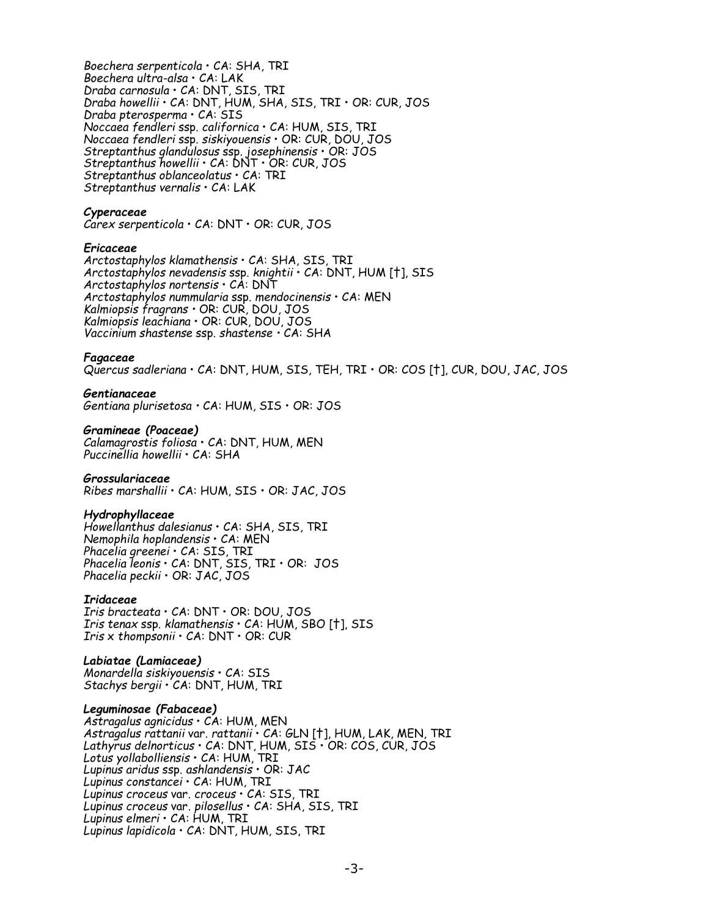*Boechera serpenticola* • *CA*: SHA, TRI
*Boechera ultra-alsa* • *CA*: LAK
*Draba carnosula* • *CA*: DNT, SIS, TRI
*Draba howellii* • *CA*: DNT, HUM, SHA, SIS, TRI • OR: CUR, JOS
*Draba pterosperma* • *CA*: SIS
*Noccaea fendleri* ssp. *californica* • *CA*: HUM, SIS, TRI
*Noccaea fendleri* ssp. *siskiyouensis* • OR: CUR, DOU, JOS
*Streptanthus glandulosus* ssp. *josephinensis* • OR: JOS
*Streptanthus howellii* • *CA*: DNT • OR: CUR, JOS
*Streptanthus oblanceolatus* • *CA*: TRI
*Streptanthus vernalis* • *CA*: LAK

***Cyperaceae***
*Carex serpenticola* • *CA*: DNT • OR: CUR, JOS

***Ericaceae***
*Arctostaphylos klamathensis* • *CA*: SHA, SIS, TRI
*Arctostaphylos nevadensis* ssp. *knightii* • *CA*: DNT, HUM [†], SIS
*Arctostaphylos nortensis* • *CA*: DNT
*Arctostaphylos nummularia* ssp. *mendocinensis* • *CA*: MEN
*Kalmiopsis fragrans* • OR: CUR, DOU, JOS
*Kalmiopsis leachiana* • OR: CUR, DOU, JOS
*Vaccinium shastense* ssp. *shastense* • *CA*: SHA

***Fagaceae***
*Quercus sadleriana* • *CA*: DNT, HUM, SIS, TEH, TRI • OR: COS [†], CUR, DOU, JAC, JOS

***Gentianaceae***
*Gentiana plurisetosa* • *CA*: HUM, SIS • OR: JOS

***Gramineae (Poaceae)***
*Calamagrostis foliosa* • *CA*: DNT, HUM, MEN
*Puccinellia howellii* • *CA*: SHA

***Grossulariaceae***
*Ribes marshallii* • *CA*: HUM, SIS • OR: JAC, JOS

***Hydrophyllaceae***
*Howellanthus dalesianus* • *CA*: SHA, SIS, TRI
*Nemophila hoplandensis* • *CA*: MEN
*Phacelia greenei* • *CA*: SIS, TRI
*Phacelia leonis* • *CA*: DNT, SIS, TRI • OR: JOS
*Phacelia peckii* • OR: JAC, JOS

***Iridaceae***
*Iris bracteata* • *CA*: DNT • OR: DOU, JOS
*Iris tenax* ssp. *klamathensis* • *CA*: HUM, SBO [†], SIS
*Iris x thompsonii* • *CA*: DNT • OR: CUR

***Labiatae (Lamiaceae)***
*Monardella siskiyouensis* • *CA*: SIS
*Stachys bergii* • *CA*: DNT, HUM, TRI

***Leguminosae (Fabaceae)***
*Astragalus agnicidus* • *CA*: HUM, MEN
*Astragalus rattanii* var. *rattanii* • *CA*: GLN [†], HUM, LAK, MEN, TRI
*Lathyrus delnorticus* • *CA*: DNT, HUM, SIS • OR: COS, CUR, JOS
*Lotus yollabolliensis* • *CA*: HUM, TRI
*Lupinus aridus* ssp. *ashlandensis* • OR: JAC
*Lupinus constancei* • *CA*: HUM, TRI
*Lupinus croceus* var. *croceus* • *CA*: SIS, TRI
*Lupinus croceus* var. *pilosellus* • *CA*: SHA, SIS, TRI
*Lupinus elmeri* • *CA*: HUM, TRI
*Lupinus lapidicola* • *CA*: DNT, HUM, SIS, TRI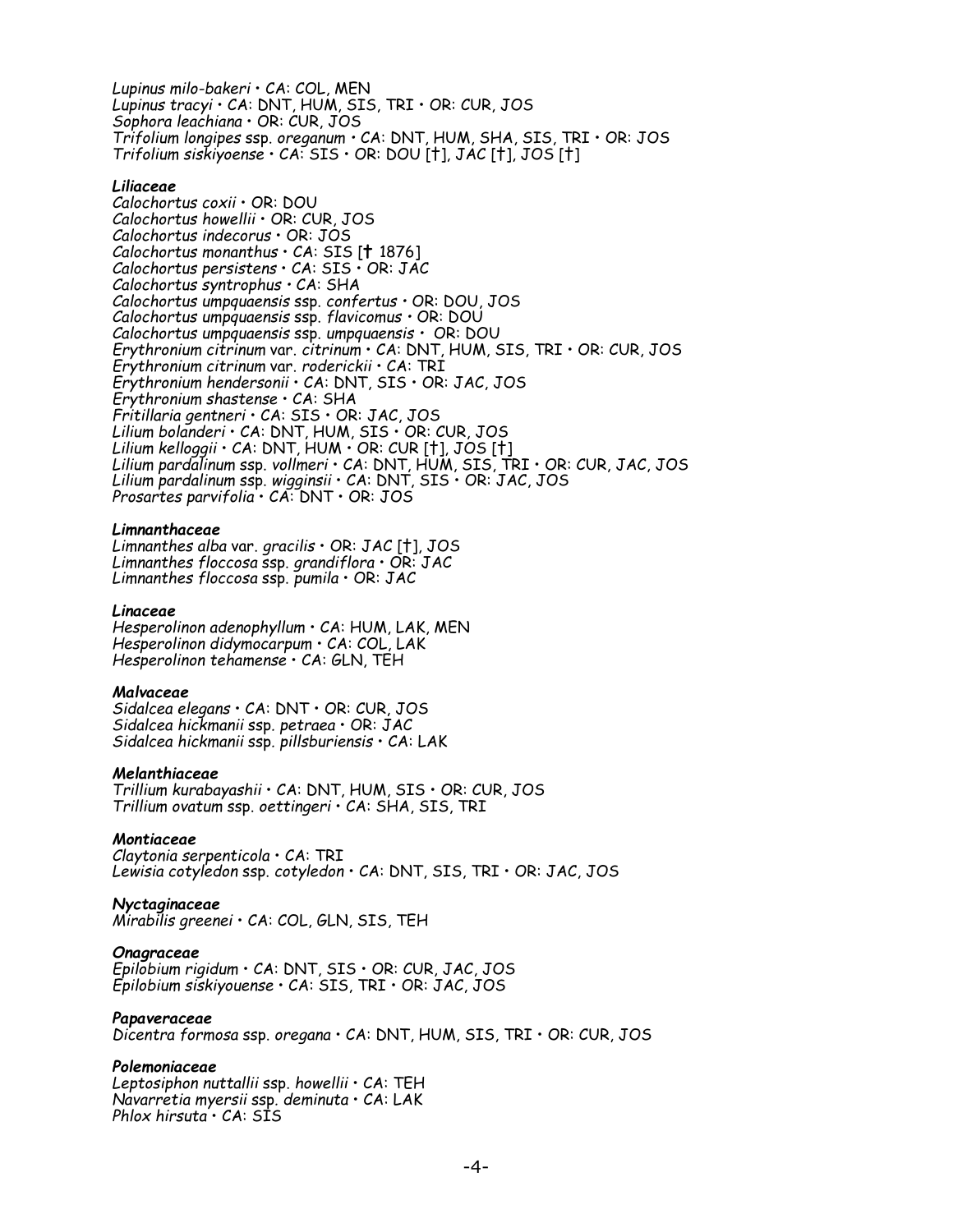*Lupinus milo-bakeri* • *CA*: COL, MEN
*Lupinus tracyi* • *CA*: DNT, HUM, SIS, TRI • OR: CUR, JOS
*Sophora leachiana* • OR: CUR, JOS
*Trifolium longipes* ssp. *oreganum* • *CA*: DNT, HUM, SHA, SIS, TRI • OR: JOS
*Trifolium siskiyoense* • *CA*: SIS • OR: DOU [†], JAC [†], JOS [†]

***Liliaceae***
*Calochortus coxii* • OR: DOU
*Calochortus howellii* • OR: CUR, JOS
*Calochortus indecorus* • OR: JOS
*Calochortus monanthus* • *CA*: SIS [**†** 1876]
*Calochortus persistens* • *CA*: SIS • OR: JAC
*Calochortus syntrophus* • *CA*: SHA
*Calochortus umpquaensis* ssp. *confertus* • OR: DOU, JOS
*Calochortus umpquaensis* ssp. *flavicomus* • OR: DOU
*Calochortus umpquaensis* ssp. *umpquaensis* • OR: DOU
*Erythronium citrinum* var. *citrinum* • *CA*: DNT, HUM, SIS, TRI • OR: CUR, JOS
*Erythronium citrinum* var. *roderickii* • *CA*: TRI
*Erythronium hendersonii* • *CA*: DNT, SIS • OR: JAC, JOS
*Erythronium shastense* • *CA*: SHA
*Fritillaria gentneri* • *CA*: SIS • OR: JAC, JOS
*Lilium bolanderi* • *CA*: DNT, HUM, SIS • OR: CUR, JOS
*Lilium kelloggii* • *CA*: DNT, HUM • OR: CUR [†], JOS [†]
*Lilium pardalinum* ssp. *vollmeri* • *CA*: DNT, HUM, SIS, TRI • OR: CUR, JAC, JOS
*Lilium pardalinum* ssp. *wigginsii* • *CA*: DNT, SIS • OR: JAC, JOS
*Prosartes parvifolia* • *CA*: DNT • OR: JOS

***Limnanthaceae***
*Limnanthes alba* var. *gracilis* • OR: JAC [†], JOS
*Limnanthes floccosa* ssp. *grandiflora* • OR: JAC
*Limnanthes floccosa* ssp. *pumila* • OR: JAC

***Linaceae***
*Hesperolinon adenophyllum* • *CA*: HUM, LAK, MEN
*Hesperolinon didymocarpum* • *CA*: COL, LAK
*Hesperolinon tehamense* • *CA*: GLN, TEH

***Malvaceae***
*Sidalcea elegans* • *CA*: DNT • OR: CUR, JOS
*Sidalcea hickmanii* ssp. *petraea* • OR: JAC
*Sidalcea hickmanii* ssp. *pillsburiensis* • *CA*: LAK

***Melanthiaceae***
*Trillium kurabayashii* • *CA*: DNT, HUM, SIS • OR: CUR, JOS
*Trillium ovatum* ssp. *oettingeri* • *CA*: SHA, SIS, TRI

***Montiaceae***
*Claytonia serpenticola* • *CA*: TRI
*Lewisia cotyledon* ssp. *cotyledon* • *CA*: DNT, SIS, TRI • OR: JAC, JOS

***Nyctaginaceae***
*Mirabilis greenei* • *CA*: COL, GLN, SIS, TEH

***Onagraceae***
*Epilobium rigidum* • *CA*: DNT, SIS • OR: CUR, JAC, JOS
*Epilobium siskiyouense* • *CA*: SIS, TRI • OR: JAC, JOS

***Papaveraceae***
*Dicentra formosa* ssp. *oregana* • *CA*: DNT, HUM, SIS, TRI • OR: CUR, JOS

***Polemoniaceae***
*Leptosiphon nuttallii* ssp. *howellii* • *CA*: TEH
*Navarretia myersii* ssp. *deminuta* • *CA*: LAK
*Phlox hirsuta* • *CA*: SIS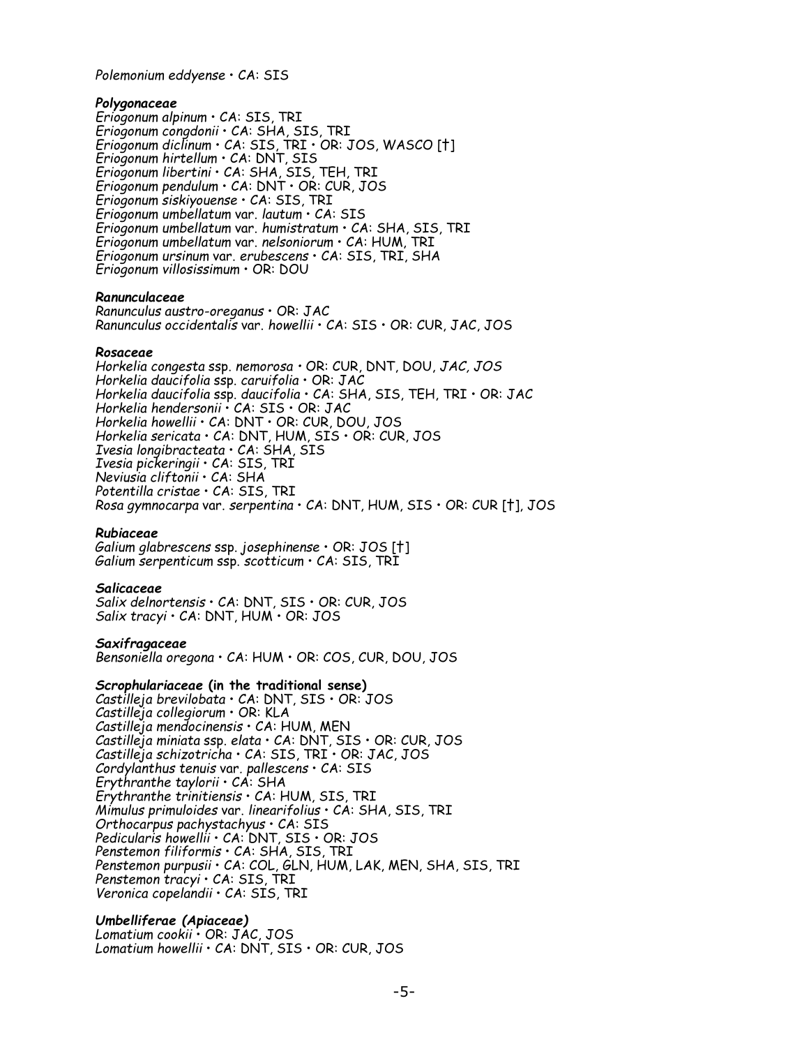*Polemonium eddyense* • CA: SIS

***Polygonaceae***
*Eriogonum alpinum* • CA: SIS, TRI
*Eriogonum congdonii* • CA: SHA, SIS, TRI
*Eriogonum diclinum* • CA: SIS, TRI • OR: JOS, WASCO [†]
*Eriogonum hirtellum* • CA: DNT, SIS
*Eriogonum libertini* • CA: SHA, SIS, TEH, TRI
*Eriogonum pendulum* • CA: DNT • OR: CUR, JOS
*Eriogonum siskiyouense* • CA: SIS, TRI
*Eriogonum umbellatum* var. *lautum* • CA: SIS
*Eriogonum umbellatum* var. *humistratum* • CA: SHA, SIS, TRI
*Eriogonum umbellatum* var. *nelsoniorum* • CA: HUM, TRI
*Eriogonum ursinum* var. *erubescens* • CA: SIS, TRI, SHA
*Eriogonum villosissimum* • OR: DOU

***Ranunculaceae***
*Ranunculus austro-oreganus* • OR: JAC
*Ranunculus occidentalis* var. *howellii* • CA: SIS • OR: CUR, JAC, JOS

***Rosaceae***
*Horkelia congesta* ssp. *nemorosa* • OR: CUR, DNT, DOU, JAC, JOS
*Horkelia daucifolia* ssp. *caruifolia* • OR: JAC
*Horkelia daucifolia* ssp. *daucifolia* • CA: SHA, SIS, TEH, TRI • OR: JAC
*Horkelia hendersonii* • CA: SIS • OR: JAC
*Horkelia howellii* • CA: DNT • OR: CUR, DOU, JOS
*Horkelia sericata* • CA: DNT, HUM, SIS • OR: CUR, JOS
*Ivesia longibracteata* • CA: SHA, SIS
*Ivesia pickeringii* • CA: SIS, TRI
*Neviusia cliftonii* • CA: SHA
*Potentilla cristae* • CA: SIS, TRI
*Rosa gymnocarpa* var. *serpentina* • CA: DNT, HUM, SIS • OR: CUR [†], JOS

***Rubiaceae***
*Galium glabrescens* ssp. *josephinense* • OR: JOS [†]
*Galium serpenticum* ssp. *scotticum* • CA: SIS, TRI

***Salicaceae***
*Salix delnortensis* • CA: DNT, SIS • OR: CUR, JOS
*Salix tracyi* • CA: DNT, HUM • OR: JOS

***Saxifragaceae***
*Bensoniella oregona* • CA: HUM • OR: COS, CUR, DOU, JOS

***Scrophulariaceae* (in the traditional sense)**
*Castilleja brevilobata* • CA: DNT, SIS • OR: JOS
*Castilleja collegiorum* • OR: KLA
*Castilleja mendocinensis* • CA: HUM, MEN
*Castilleja miniata* ssp. *elata* • CA: DNT, SIS • OR: CUR, JOS
*Castilleja schizotricha* • CA: SIS, TRI • OR: JAC, JOS
*Cordylanthus tenuis* var. *pallescens* • CA: SIS
*Erythranthe taylorii* • CA: SHA
*Erythranthe trinitiensis* • CA: HUM, SIS, TRI
*Mimulus primuloides* var. *linearifolius* • CA: SHA, SIS, TRI
*Orthocarpus pachystachyus* • CA: SIS
*Pedicularis howellii* • CA: DNT, SIS • OR: JOS
*Penstemon filiformis* • CA: SHA, SIS, TRI
*Penstemon purpusii* • CA: COL, GLN, HUM, LAK, MEN, SHA, SIS, TRI
*Penstemon tracyi* • CA: SIS, TRI
*Veronica copelandii* • CA: SIS, TRI

***Umbelliferae (Apiaceae)***
*Lomatium cookii* • OR: JAC, JOS
*Lomatium howellii* • CA: DNT, SIS • OR: CUR, JOS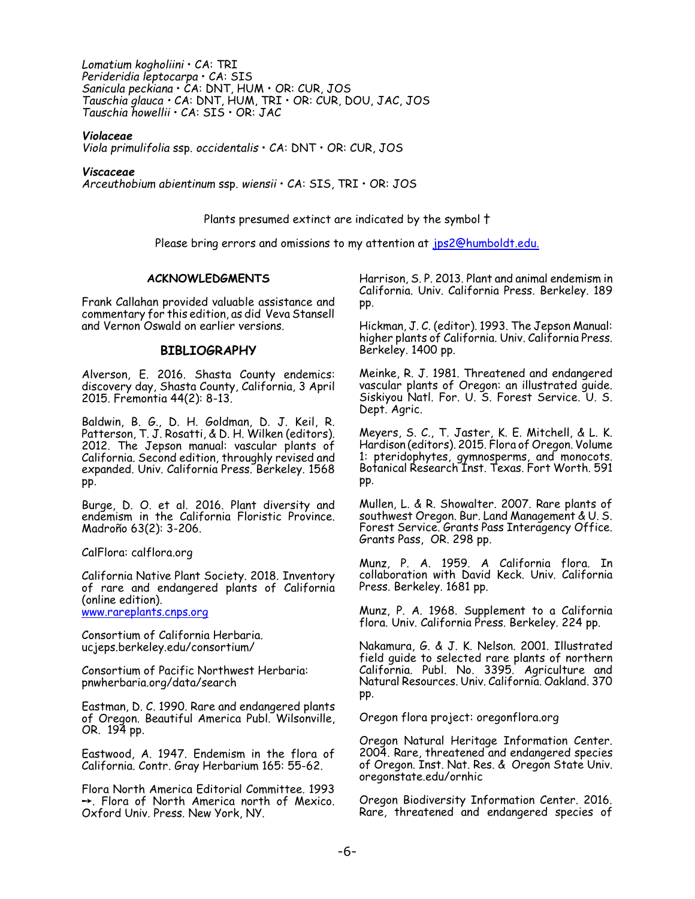*Lomatium kogholiini* • CA: TRI
*Perideridia leptocarpa* • CA: SIS
*Sanicula peckiana* • CA: DNT, HUM • OR: CUR, JOS
*Tauschia glauca* • CA: DNT, HUM, TRI • OR: CUR, DOU, JAC, JOS
*Tauschia howellii* • CA: SIS • OR: JAC

***Violaceae***
*Viola primulifolia* ssp. *occidentalis* • CA: DNT • OR: CUR, JOS

***Viscaceae***
*Arceuthobium abientinum* ssp. *wiensii* • CA: SIS, TRI • OR: JOS

Plants presumed extinct are indicated by the symbol †

Please bring errors and omissions to my attention at jps2@humboldt.edu.

## ACKNOWLEDGMENTS

Frank Callahan provided valuable assistance and commentary for this edition, as did Veva Stansell and Vernon Oswald on earlier versions.

## BIBLIOGRAPHY

Alverson, E. 2016. Shasta County endemics: discovery day, Shasta County, California, 3 April 2015. Fremontia 44(2): 8-13.

Baldwin, B. G., D. H. Goldman, D. J. Keil, R. Patterson, T. J. Rosatti, & D. H. Wilken (editors). 2012. The Jepson manual: vascular plants of California. Second edition, throughly revised and expanded. Univ. California Press. Berkeley. 1568 pp.

Burge, D. O. et al. 2016. Plant diversity and endemism in the California Floristic Province. Madroño 63(2): 3-206.

CalFlora: calflora.org

California Native Plant Society. 2018. Inventory of rare and endangered plants of California (online edition).
www.rareplants.cnps.org

Consortium of California Herbaria.
ucjeps.berkeley.edu/consortium/

Consortium of Pacific Northwest Herbaria:
pnwherbaria.org/data/search

Eastman, D. C. 1990. Rare and endangered plants of Oregon. Beautiful America Publ. Wilsonville, OR. 194 pp.

Eastwood, A. 1947. Endemism in the flora of California. Contr. Gray Herbarium 165: 55-62.

Flora North America Editorial Committee. 1993 →. Flora of North America north of Mexico. Oxford Univ. Press. New York, NY.

Harrison, S. P. 2013. Plant and animal endemism in California. Univ. California Press. Berkeley. 189 pp.

Hickman, J. C. (editor). 1993. The Jepson Manual: higher plants of California. Univ. California Press. Berkeley. 1400 pp.

Meinke, R. J. 1981. Threatened and endangered vascular plants of Oregon: an illustrated guide. Siskiyou Natl. For. U. S. Forest Service. U. S. Dept. Agric.

Meyers, S. C., T. Jaster, K. E. Mitchell, & L. K. Hardison (editors). 2015. Flora of Oregon. Volume 1: pteridophytes, gymnosperms, and monocots. Botanical Research Inst. Texas. Fort Worth. 591 pp.

Mullen, L. & R. Showalter. 2007. Rare plants of southwest Oregon. Bur. Land Management & U. S. Forest Service. Grants Pass Interagency Office. Grants Pass, OR. 298 pp.

Munz, P. A. 1959. A California flora. In collaboration with David Keck. Univ. California Press. Berkeley. 1681 pp.

Munz, P. A. 1968. Supplement to a California flora. Univ. California Press. Berkeley. 224 pp.

Nakamura, G. & J. K. Nelson. 2001. Illustrated field guide to selected rare plants of northern California. Publ. No. 3395. Agriculture and Natural Resources. Univ. California. Oakland. 370 pp.

Oregon flora project: oregonflora.org

Oregon Natural Heritage Information Center. 2004. Rare, threatened and endangered species of Oregon. Inst. Nat. Res. & Oregon State Univ. oregonstate.edu/ornhic

Oregon Biodiversity Information Center. 2016. Rare, threatened and endangered species of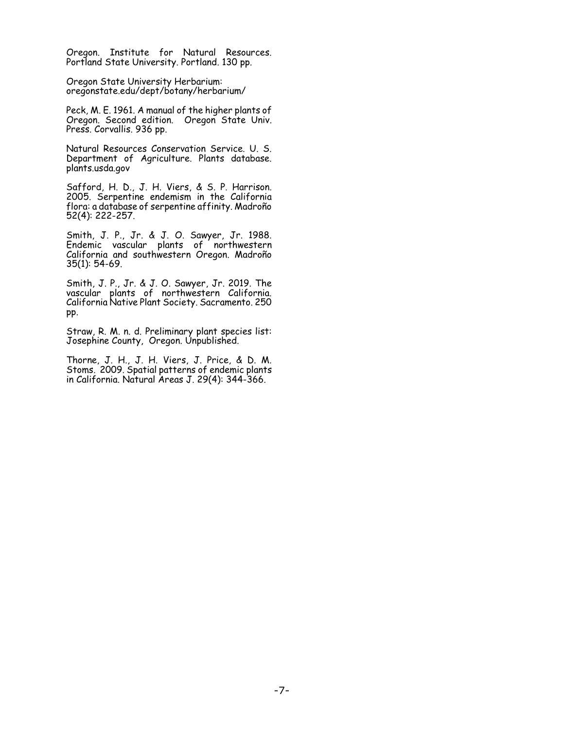Oregon. Institute for Natural Resources. Portland State University. Portland. 130 pp.

Oregon State University Herbarium: oregonstate.edu/dept/botany/herbarium/

Peck, M. E. 1961. A manual of the higher plants of Oregon. Second edition. Oregon State Univ. Press. Corvallis. 936 pp.

Natural Resources Conservation Service. U. S. Department of Agriculture. Plants database. plants.usda.gov

Safford, H. D., J. H. Viers, & S. P. Harrison. 2005. Serpentine endemism in the California flora: a database of serpentine affinity. Madroño 52(4): 222-257.

Smith, J. P., Jr. & J. O. Sawyer, Jr. 1988. Endemic vascular plants of northwestern California and southwestern Oregon. Madroño 35(1): 54-69.

Smith, J. P., Jr. & J. O. Sawyer, Jr. 2019. The vascular plants of northwestern California. California Native Plant Society. Sacramento. 250 pp.

Straw, R. M. n. d. Preliminary plant species list: Josephine County, Oregon. Unpublished.

Thorne, J. H., J. H. Viers, J. Price, & D. M. Stoms. 2009. Spatial patterns of endemic plants in California. Natural Areas J. 29(4): 344-366.